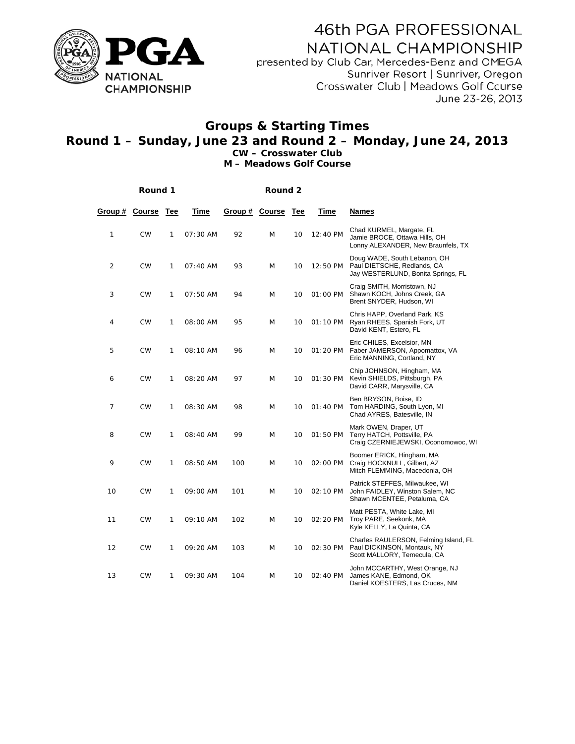# 46th PGA PROFESSIONAL NATIONAL CHAMPIONSHIP

presented by Club Car, Mercedes-Benz and OMEGA
Sunriver Resort | Sunriver, Oregon
Crosswater Club | Meadows Golf Ccurse
June 23-26, 2013

## Groups & Starting Times

## Round 1 – Sunday, June 23 and Round 2 – Monday, June 24, 2013

**CW – Crosswater Club**
**M – Meadows Golf Course**

| Round 1 | | | | Round 2 | | | | |
|---|---|---|---|---|---|---|---|---|
| Group # | Course | Tee | Time | Group # | Course | Tee | Time | Names |
| 1 | CW | 1 | 07:30 AM | 92 | M | 10 | 12:40 PM | Chad KURMEL, Margate, FL<br>Jamie BROCE, Ottawa Hills, OH<br>Lonny ALEXANDER, New Braunfels, TX |
| 2 | CW | 1 | 07:40 AM | 93 | M | 10 | 12:50 PM | Doug WADE, South Lebanon, OH<br>Paul DIETSCHE, Redlands, CA<br>Jay WESTERLUND, Bonita Springs, FL |
| 3 | CW | 1 | 07:50 AM | 94 | M | 10 | 01:00 PM | Craig SMITH, Morristown, NJ<br>Shawn KOCH, Johns Creek, GA<br>Brent SNYDER, Hudson, WI |
| 4 | CW | 1 | 08:00 AM | 95 | M | 10 | 01:10 PM | Chris HAPP, Overland Park, KS<br>Ryan RHEES, Spanish Fork, UT<br>David KENT, Estero, FL |
| 5 | CW | 1 | 08:10 AM | 96 | M | 10 | 01:20 PM | Eric CHILES, Excelsior, MN<br>Faber JAMERSON, Appomattox, VA<br>Eric MANNING, Cortland, NY |
| 6 | CW | 1 | 08:20 AM | 97 | M | 10 | 01:30 PM | Chip JOHNSON, Hingham, MA<br>Kevin SHIELDS, Pittsburgh, PA<br>David CARR, Marysville, CA |
| 7 | CW | 1 | 08:30 AM | 98 | M | 10 | 01:40 PM | Ben BRYSON, Boise, ID<br>Tom HARDING, South Lyon, MI<br>Chad AYRES, Batesville, IN |
| 8 | CW | 1 | 08:40 AM | 99 | M | 10 | 01:50 PM | Mark OWEN, Draper, UT<br>Terry HATCH, Pottsville, PA<br>Craig CZERNIEJEWSKI, Oconomowoc, WI |
| 9 | CW | 1 | 08:50 AM | 100 | M | 10 | 02:00 PM | Boomer ERICK, Hingham, MA<br>Craig HOCKNULL, Gilbert, AZ<br>Mitch FLEMMING, Macedonia, OH |
| 10 | CW | 1 | 09:00 AM | 101 | M | 10 | 02:10 PM | Patrick STEFFES, Milwaukee, WI<br>John FAIDLEY, Winston Salem, NC<br>Shawn MCENTEE, Petaluma, CA |
| 11 | CW | 1 | 09:10 AM | 102 | M | 10 | 02:20 PM | Matt PESTA, White Lake, MI<br>Troy PARE, Seekonk, MA<br>Kyle KELLY, La Quinta, CA |
| 12 | CW | 1 | 09:20 AM | 103 | M | 10 | 02:30 PM | Charles RAULERSON, Felming Island, FL<br>Paul DICKINSON, Montauk, NY<br>Scott MALLORY, Temecula, CA |
| 13 | CW | 1 | 09:30 AM | 104 | M | 10 | 02:40 PM | John MCCARTHY, West Orange, NJ<br>James KANE, Edmond, OK<br>Daniel KOESTERS, Las Cruces, NM |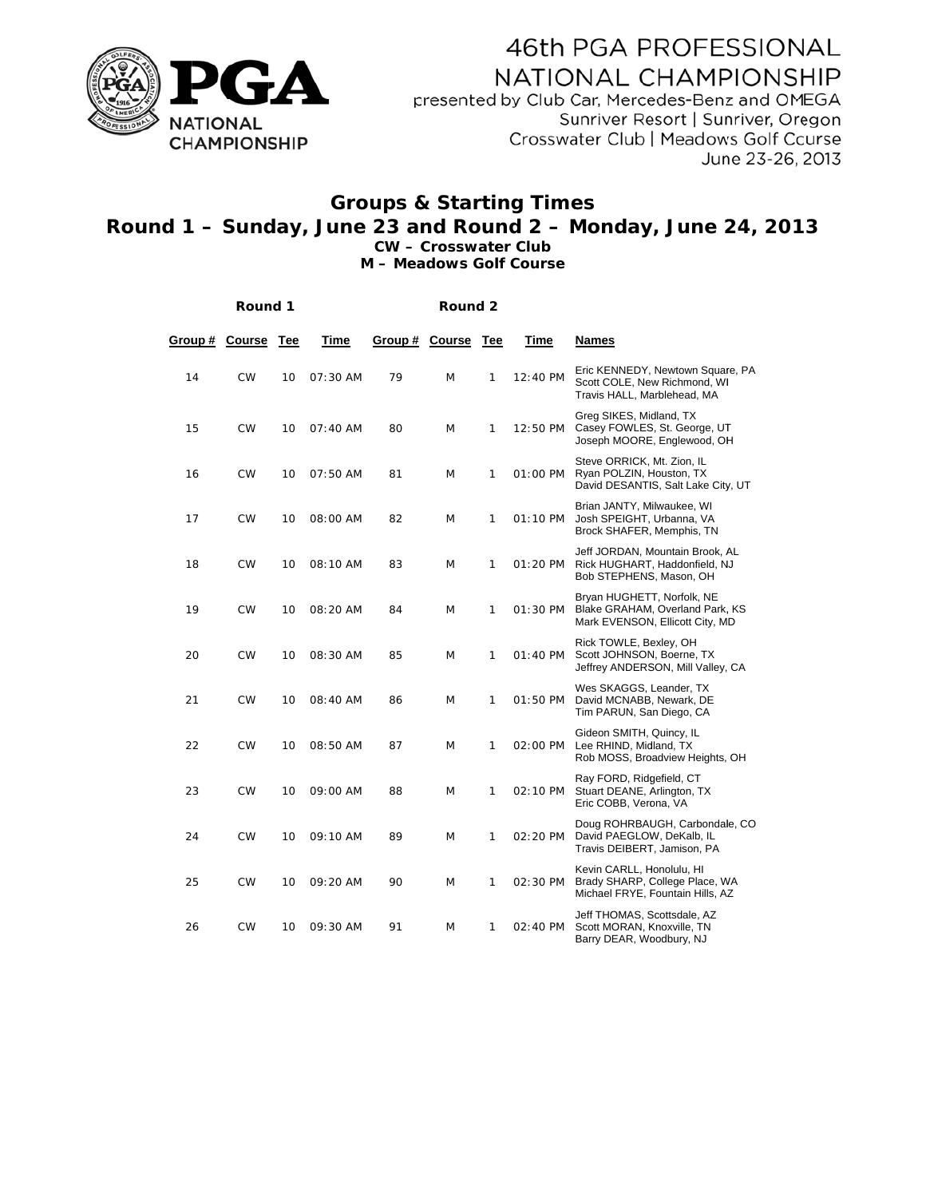46th PGA PROFESSIONAL NATIONAL CHAMPIONSHIP

presented by Club Car, Mercedes-Benz and OMEGA

Sunriver Resort | Sunriver, Oregon

Crosswater Club | Meadows Golf Ccurse

June 23-26, 2013

## Groups & Starting Times

## Round 1 – Sunday, June 23 and Round 2 – Monday, June 24, 2013

**CW – Crosswater Club**

**M – Meadows Golf Course**

| Round 1 | | | | Round 2 | | | | |
|---|---|---|---|---|---|---|---|---|
| Group # | Course | Tee | Time | Group # | Course | Tee | Time | Names |
| 14 | CW | 10 | 07:30 AM | 79 | M | 1 | 12:40 PM | Eric KENNEDY, Newtown Square, PA<br>Scott COLE, New Richmond, WI<br>Travis HALL, Marblehead, MA |
| 15 | CW | 10 | 07:40 AM | 80 | M | 1 | 12:50 PM | Greg SIKES, Midland, TX<br>Casey FOWLES, St. George, UT<br>Joseph MOORE, Englewood, OH |
| 16 | CW | 10 | 07:50 AM | 81 | M | 1 | 01:00 PM | Steve ORRICK, Mt. Zion, IL<br>Ryan POLZIN, Houston, TX<br>David DESANTIS, Salt Lake City, UT |
| 17 | CW | 10 | 08:00 AM | 82 | M | 1 | 01:10 PM | Brian JANTY, Milwaukee, WI<br>Josh SPEIGHT, Urbanna, VA<br>Brock SHAFER, Memphis, TN |
| 18 | CW | 10 | 08:10 AM | 83 | M | 1 | 01:20 PM | Jeff JORDAN, Mountain Brook, AL<br>Rick HUGHART, Haddonfield, NJ<br>Bob STEPHENS, Mason, OH |
| 19 | CW | 10 | 08:20 AM | 84 | M | 1 | 01:30 PM | Bryan HUGHETT, Norfolk, NE<br>Blake GRAHAM, Overland Park, KS<br>Mark EVENSON, Ellicott City, MD |
| 20 | CW | 10 | 08:30 AM | 85 | M | 1 | 01:40 PM | Rick TOWLE, Bexley, OH<br>Scott JOHNSON, Boerne, TX<br>Jeffrey ANDERSON, Mill Valley, CA |
| 21 | CW | 10 | 08:40 AM | 86 | M | 1 | 01:50 PM | Wes SKAGGS, Leander, TX<br>David MCNABB, Newark, DE<br>Tim PARUN, San Diego, CA |
| 22 | CW | 10 | 08:50 AM | 87 | M | 1 | 02:00 PM | Gideon SMITH, Quincy, IL<br>Lee RHIND, Midland, TX<br>Rob MOSS, Broadview Heights, OH |
| 23 | CW | 10 | 09:00 AM | 88 | M | 1 | 02:10 PM | Ray FORD, Ridgefield, CT<br>Stuart DEANE, Arlington, TX<br>Eric COBB, Verona, VA |
| 24 | CW | 10 | 09:10 AM | 89 | M | 1 | 02:20 PM | Doug ROHRBAUGH, Carbondale, CO<br>David PAEGLOW, DeKalb, IL<br>Travis DEIBERT, Jamison, PA |
| 25 | CW | 10 | 09:20 AM | 90 | M | 1 | 02:30 PM | Kevin CARLL, Honolulu, HI<br>Brady SHARP, College Place, WA<br>Michael FRYE, Fountain Hills, AZ |
| 26 | CW | 10 | 09:30 AM | 91 | M | 1 | 02:40 PM | Jeff THOMAS, Scottsdale, AZ<br>Scott MORAN, Knoxville, TN<br>Barry DEAR, Woodbury, NJ |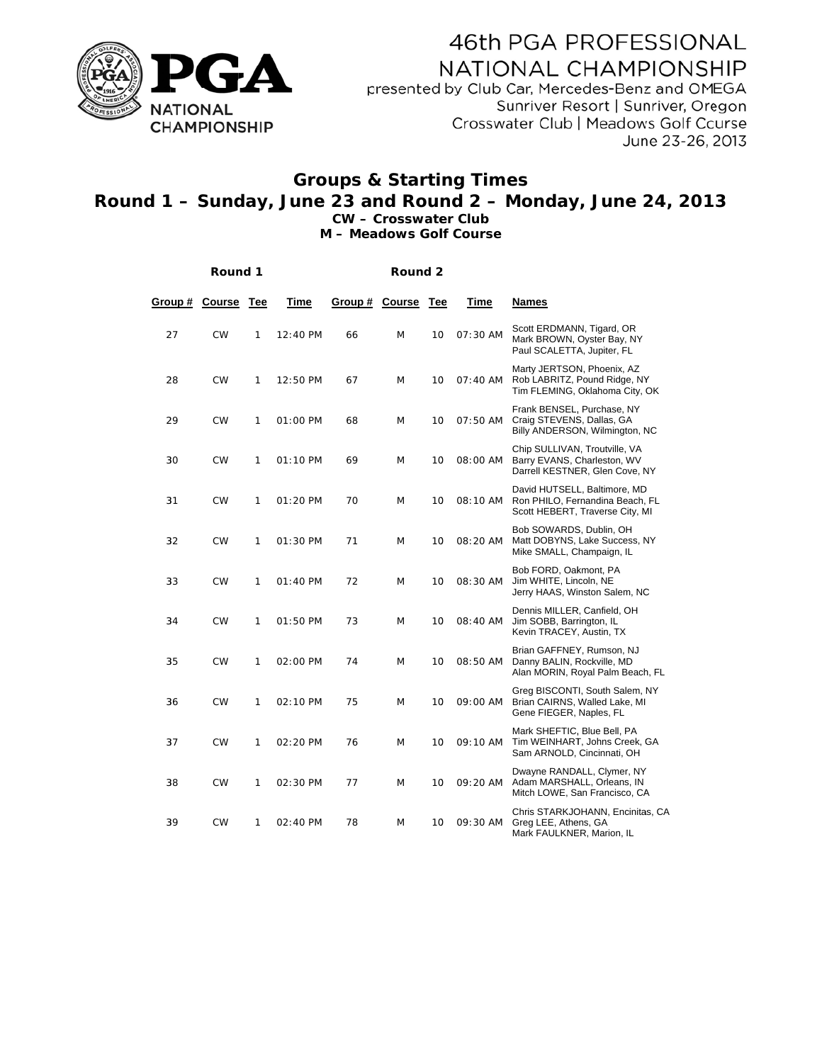# 46th PGA PROFESSIONAL NATIONAL CHAMPIONSHIP

presented by Club Car, Mercedes-Benz and OMEGA
Sunriver Resort | Sunriver, Oregon
Crosswater Club | Meadows Golf Ccurse
June 23-26, 2013

## Groups & Starting Times
## Round 1 – Sunday, June 23 and Round 2 – Monday, June 24, 2013

**CW – Crosswater Club**
**M – Meadows Golf Course**

| Round 1 | | | | Round 2 | | | | |
|---|---|---|---|---|---|---|---|---|
| **Group #** | **Course** | **Tee** | **Time** | **Group #** | **Course** | **Tee** | **Time** | **Names** |
| 27 | CW | 1 | 12:40 PM | 66 | M | 10 | 07:30 AM | Scott ERDMANN, Tigard, OR<br>Mark BROWN, Oyster Bay, NY<br>Paul SCALETTA, Jupiter, FL |
| 28 | CW | 1 | 12:50 PM | 67 | M | 10 | 07:40 AM | Marty JERTSON, Phoenix, AZ<br>Rob LABRITZ, Pound Ridge, NY<br>Tim FLEMING, Oklahoma City, OK |
| 29 | CW | 1 | 01:00 PM | 68 | M | 10 | 07:50 AM | Frank BENSEL, Purchase, NY<br>Craig STEVENS, Dallas, GA<br>Billy ANDERSON, Wilmington, NC |
| 30 | CW | 1 | 01:10 PM | 69 | M | 10 | 08:00 AM | Chip SULLIVAN, Troutville, VA<br>Barry EVANS, Charleston, WV<br>Darrell KESTNER, Glen Cove, NY |
| 31 | CW | 1 | 01:20 PM | 70 | M | 10 | 08:10 AM | David HUTSELL, Baltimore, MD<br>Ron PHILO, Fernandina Beach, FL<br>Scott HEBERT, Traverse City, MI |
| 32 | CW | 1 | 01:30 PM | 71 | M | 10 | 08:20 AM | Bob SOWARDS, Dublin, OH<br>Matt DOBYNS, Lake Success, NY<br>Mike SMALL, Champaign, IL |
| 33 | CW | 1 | 01:40 PM | 72 | M | 10 | 08:30 AM | Bob FORD, Oakmont, PA<br>Jim WHITE, Lincoln, NE<br>Jerry HAAS, Winston Salem, NC |
| 34 | CW | 1 | 01:50 PM | 73 | M | 10 | 08:40 AM | Dennis MILLER, Canfield, OH<br>Jim SOBB, Barrington, IL<br>Kevin TRACEY, Austin, TX |
| 35 | CW | 1 | 02:00 PM | 74 | M | 10 | 08:50 AM | Brian GAFFNEY, Rumson, NJ<br>Danny BALIN, Rockville, MD<br>Alan MORIN, Royal Palm Beach, FL |
| 36 | CW | 1 | 02:10 PM | 75 | M | 10 | 09:00 AM | Greg BISCONTI, South Salem, NY<br>Brian CAIRNS, Walled Lake, MI<br>Gene FIEGER, Naples, FL |
| 37 | CW | 1 | 02:20 PM | 76 | M | 10 | 09:10 AM | Mark SHEFTIC, Blue Bell, PA<br>Tim WEINHART, Johns Creek, GA<br>Sam ARNOLD, Cincinnati, OH |
| 38 | CW | 1 | 02:30 PM | 77 | M | 10 | 09:20 AM | Dwayne RANDALL, Clymer, NY<br>Adam MARSHALL, Orleans, IN<br>Mitch LOWE, San Francisco, CA |
| 39 | CW | 1 | 02:40 PM | 78 | M | 10 | 09:30 AM | Chris STARKJOHANN, Encinitas, CA<br>Greg LEE, Athens, GA<br>Mark FAULKNER, Marion, IL |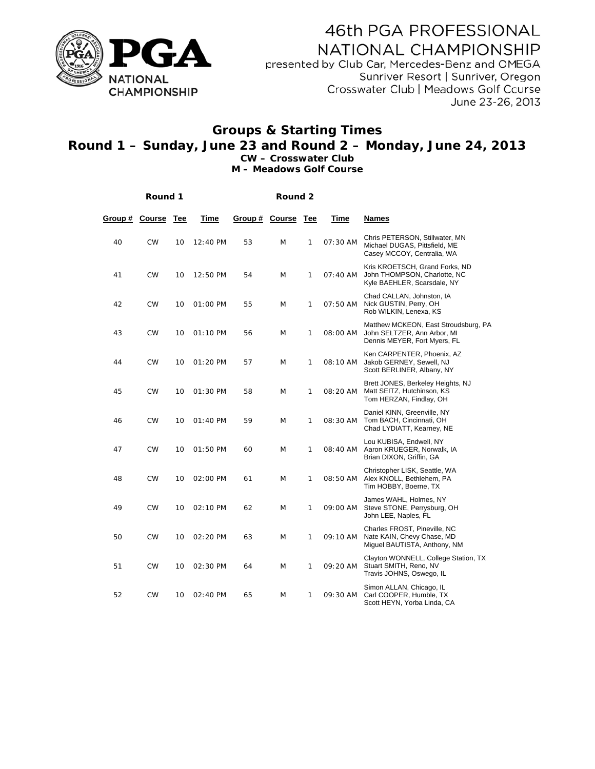46th PGA PROFESSIONAL NATIONAL CHAMPIONSHIP

presented by Club Car, Mercedes-Benz and OMEGA

Sunriver Resort | Sunriver, Oregon

Crosswater Club | Meadows Golf Ccurse

June 23-26, 2013

## Groups & Starting Times

## Round 1 – Sunday, June 23 and Round 2 – Monday, June 24, 2013

**CW – Crosswater Club**

**M – Meadows Golf Course**

| Round 1 | | | | Round 2 | | | | |
|---|---|---|---|---|---|---|---|---|
| **Group #** | **Course** | **Tee** | **Time** | **Group #** | **Course** | **Tee** | **Time** | **Names** |
| 40 | CW | 10 | 12:40 PM | 53 | M | 1 | 07:30 AM | Chris PETERSON, Stillwater, MN<br>Michael DUGAS, Pittsfield, ME<br>Casey MCCOY, Centralia, WA |
| 41 | CW | 10 | 12:50 PM | 54 | M | 1 | 07:40 AM | Kris KROETSCH, Grand Forks, ND<br>John THOMPSON, Charlotte, NC<br>Kyle BAEHLER, Scarsdale, NY |
| 42 | CW | 10 | 01:00 PM | 55 | M | 1 | 07:50 AM | Chad CALLAN, Johnston, IA<br>Nick GUSTIN, Perry, OH<br>Rob WILKIN, Lenexa, KS |
| 43 | CW | 10 | 01:10 PM | 56 | M | 1 | 08:00 AM | Matthew MCKEON, East Stroudsburg, PA<br>John SELTZER, Ann Arbor, MI<br>Dennis MEYER, Fort Myers, FL |
| 44 | CW | 10 | 01:20 PM | 57 | M | 1 | 08:10 AM | Ken CARPENTER, Phoenix, AZ<br>Jakob GERNEY, Sewell, NJ<br>Scott BERLINER, Albany, NY |
| 45 | CW | 10 | 01:30 PM | 58 | M | 1 | 08:20 AM | Brett JONES, Berkeley Heights, NJ<br>Matt SEITZ, Hutchinson, KS<br>Tom HERZAN, Findlay, OH |
| 46 | CW | 10 | 01:40 PM | 59 | M | 1 | 08:30 AM | Daniel KINN, Greenville, NY<br>Tom BACH, Cincinnati, OH<br>Chad LYDIATT, Kearney, NE |
| 47 | CW | 10 | 01:50 PM | 60 | M | 1 | 08:40 AM | Lou KUBISA, Endwell, NY<br>Aaron KRUEGER, Norwalk, IA<br>Brian DIXON, Griffin, GA |
| 48 | CW | 10 | 02:00 PM | 61 | M | 1 | 08:50 AM | Christopher LISK, Seattle, WA<br>Alex KNOLL, Bethlehem, PA<br>Tim HOBBY, Boerne, TX |
| 49 | CW | 10 | 02:10 PM | 62 | M | 1 | 09:00 AM | James WAHL, Holmes, NY<br>Steve STONE, Perrysburg, OH<br>John LEE, Naples, FL |
| 50 | CW | 10 | 02:20 PM | 63 | M | 1 | 09:10 AM | Charles FROST, Pineville, NC<br>Nate KAIN, Chevy Chase, MD<br>Miguel BAUTISTA, Anthony, NM |
| 51 | CW | 10 | 02:30 PM | 64 | M | 1 | 09:20 AM | Clayton WONNELL, College Station, TX<br>Stuart SMITH, Reno, NV<br>Travis JOHNS, Oswego, IL |
| 52 | CW | 10 | 02:40 PM | 65 | M | 1 | 09:30 AM | Simon ALLAN, Chicago, IL<br>Carl COOPER, Humble, TX<br>Scott HEYN, Yorba Linda, CA |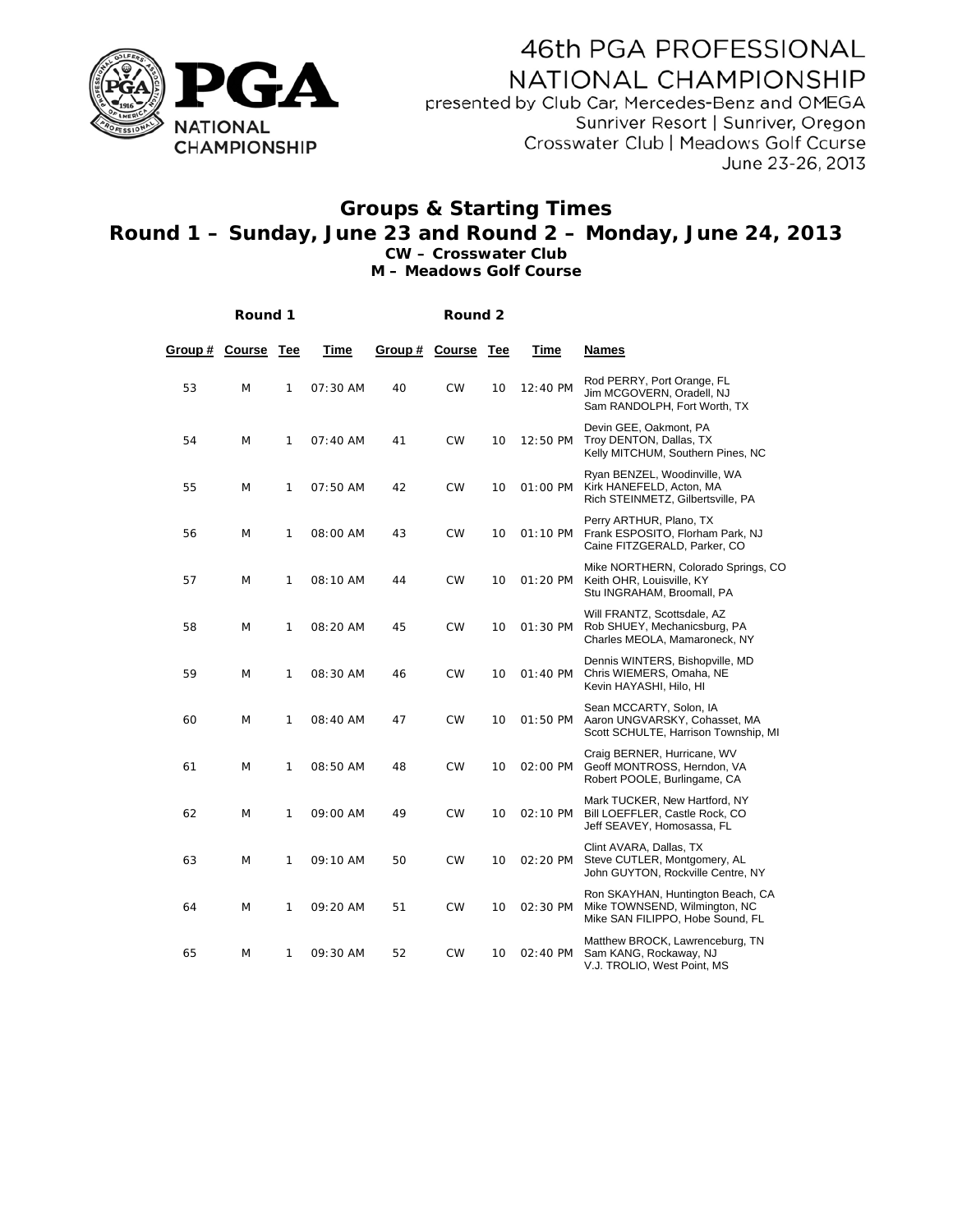46th PGA PROFESSIONAL NATIONAL CHAMPIONSHIP
presented by Club Car, Mercedes-Benz and OMEGA
Sunriver Resort | Sunriver, Oregon
Crosswater Club | Meadows Golf Ccurse
June 23-26, 2013

## Groups & Starting Times

## Round 1 – Sunday, June 23 and Round 2 – Monday, June 24, 2013

**CW – Crosswater Club**
**M – Meadows Golf Course**

| Round 1 | | | | Round 2 | | | | |
|---|---|---|---|---|---|---|---|---|
| Group # | Course | Tee | Time | Group # | Course | Tee | Time | Names |
| 53 | M | 1 | 07:30 AM | 40 | CW | 10 | 12:40 PM | Rod PERRY, Port Orange, FL<br>Jim MCGOVERN, Oradell, NJ<br>Sam RANDOLPH, Fort Worth, TX |
| 54 | M | 1 | 07:40 AM | 41 | CW | 10 | 12:50 PM | Devin GEE, Oakmont, PA<br>Troy DENTON, Dallas, TX<br>Kelly MITCHUM, Southern Pines, NC |
| 55 | M | 1 | 07:50 AM | 42 | CW | 10 | 01:00 PM | Ryan BENZEL, Woodinville, WA<br>Kirk HANEFELD, Acton, MA<br>Rich STEINMETZ, Gilbertsville, PA |
| 56 | M | 1 | 08:00 AM | 43 | CW | 10 | 01:10 PM | Perry ARTHUR, Plano, TX<br>Frank ESPOSITO, Florham Park, NJ<br>Caine FITZGERALD, Parker, CO |
| 57 | M | 1 | 08:10 AM | 44 | CW | 10 | 01:20 PM | Mike NORTHERN, Colorado Springs, CO<br>Keith OHR, Louisville, KY<br>Stu INGRAHAM, Broomall, PA |
| 58 | M | 1 | 08:20 AM | 45 | CW | 10 | 01:30 PM | Will FRANTZ, Scottsdale, AZ<br>Rob SHUEY, Mechanicsburg, PA<br>Charles MEOLA, Mamaroneck, NY |
| 59 | M | 1 | 08:30 AM | 46 | CW | 10 | 01:40 PM | Dennis WINTERS, Bishopville, MD<br>Chris WIEMERS, Omaha, NE<br>Kevin HAYASHI, Hilo, HI |
| 60 | M | 1 | 08:40 AM | 47 | CW | 10 | 01:50 PM | Sean MCCARTY, Solon, IA<br>Aaron UNGVARSKY, Cohasset, MA<br>Scott SCHULTE, Harrison Township, MI |
| 61 | M | 1 | 08:50 AM | 48 | CW | 10 | 02:00 PM | Craig BERNER, Hurricane, WV<br>Geoff MONTROSS, Herndon, VA<br>Robert POOLE, Burlingame, CA |
| 62 | M | 1 | 09:00 AM | 49 | CW | 10 | 02:10 PM | Mark TUCKER, New Hartford, NY<br>Bill LOEFFLER, Castle Rock, CO<br>Jeff SEAVEY, Homosassa, FL |
| 63 | M | 1 | 09:10 AM | 50 | CW | 10 | 02:20 PM | Clint AVARA, Dallas, TX<br>Steve CUTLER, Montgomery, AL<br>John GUYTON, Rockville Centre, NY |
| 64 | M | 1 | 09:20 AM | 51 | CW | 10 | 02:30 PM | Ron SKAYHAN, Huntington Beach, CA<br>Mike TOWNSEND, Wilmington, NC<br>Mike SAN FILIPPO, Hobe Sound, FL |
| 65 | M | 1 | 09:30 AM | 52 | CW | 10 | 02:40 PM | Matthew BROCK, Lawrenceburg, TN<br>Sam KANG, Rockaway, NJ<br>V.J. TROLIO, West Point, MS |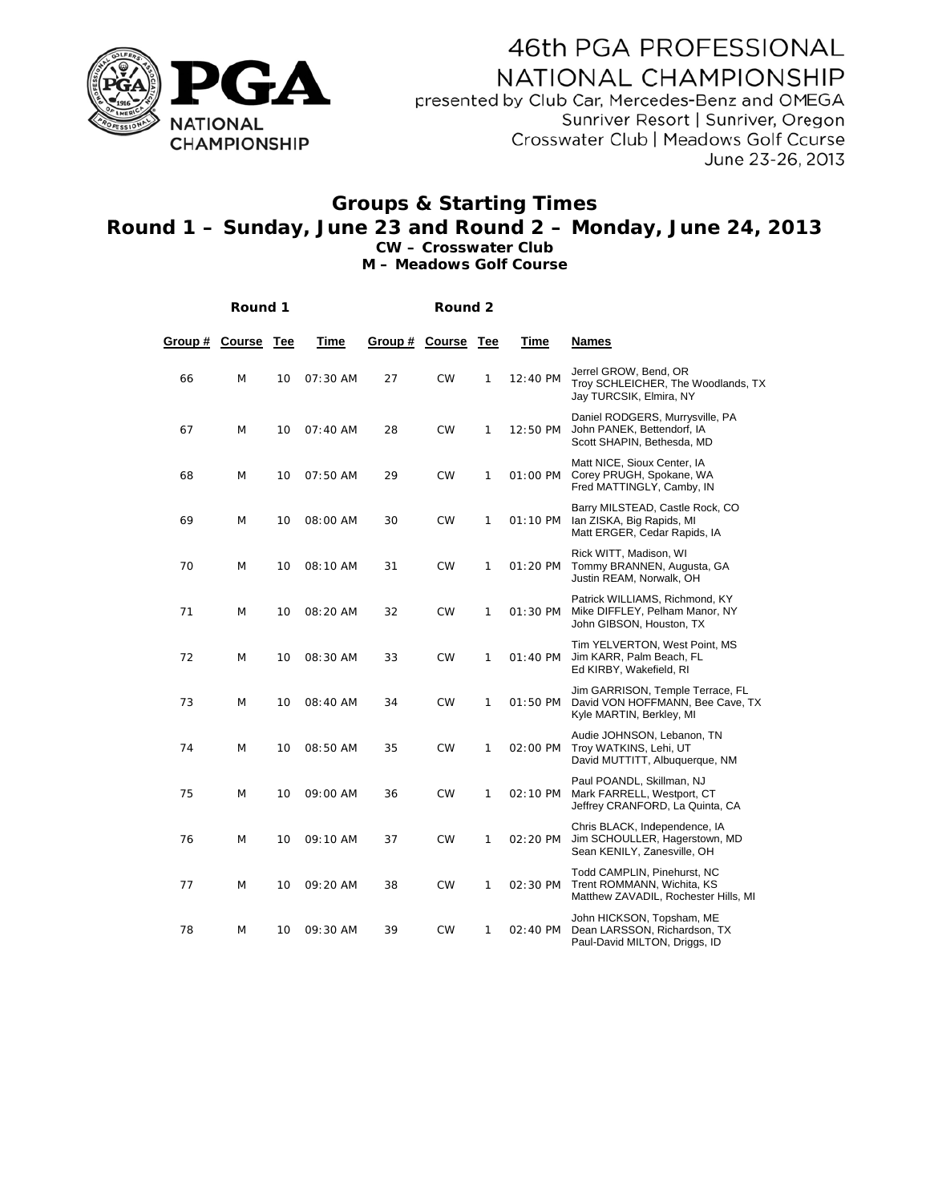# 46th PGA PROFESSIONAL NATIONAL CHAMPIONSHIP

presented by Club Car, Mercedes-Benz and OMEGA
Sunriver Resort | Sunriver, Oregon
Crosswater Club | Meadows Golf Course
June 23-26, 2013

## Groups & Starting Times

## Round 1 – Sunday, June 23 and Round 2 – Monday, June 24, 2013

**CW – Crosswater Club**
**M – Meadows Golf Course**

| Round 1 | | | | Round 2 | | | | |
|---|---|---|---|---|---|---|---|---|
| Group # | Course | Tee | Time | Group # | Course | Tee | Time | Names |
| 66 | M | 10 | 07:30 AM | 27 | CW | 1 | 12:40 PM | Jerrel GROW, Bend, OR<br>Troy SCHLEICHER, The Woodlands, TX<br>Jay TURCSIK, Elmira, NY |
| 67 | M | 10 | 07:40 AM | 28 | CW | 1 | 12:50 PM | Daniel RODGERS, Murrysville, PA<br>John PANEK, Bettendorf, IA<br>Scott SHAPIN, Bethesda, MD |
| 68 | M | 10 | 07:50 AM | 29 | CW | 1 | 01:00 PM | Matt NICE, Sioux Center, IA<br>Corey PRUGH, Spokane, WA<br>Fred MATTINGLY, Camby, IN |
| 69 | M | 10 | 08:00 AM | 30 | CW | 1 | 01:10 PM | Barry MILSTEAD, Castle Rock, CO<br>Ian ZISKA, Big Rapids, MI<br>Matt ERGER, Cedar Rapids, IA |
| 70 | M | 10 | 08:10 AM | 31 | CW | 1 | 01:20 PM | Rick WITT, Madison, WI<br>Tommy BRANNEN, Augusta, GA<br>Justin REAM, Norwalk, OH |
| 71 | M | 10 | 08:20 AM | 32 | CW | 1 | 01:30 PM | Patrick WILLIAMS, Richmond, KY<br>Mike DIFFLEY, Pelham Manor, NY<br>John GIBSON, Houston, TX |
| 72 | M | 10 | 08:30 AM | 33 | CW | 1 | 01:40 PM | Tim YELVERTON, West Point, MS<br>Jim KARR, Palm Beach, FL<br>Ed KIRBY, Wakefield, RI |
| 73 | M | 10 | 08:40 AM | 34 | CW | 1 | 01:50 PM | Jim GARRISON, Temple Terrace, FL<br>David VON HOFFMANN, Bee Cave, TX<br>Kyle MARTIN, Berkley, MI |
| 74 | M | 10 | 08:50 AM | 35 | CW | 1 | 02:00 PM | Audie JOHNSON, Lebanon, TN<br>Troy WATKINS, Lehi, UT<br>David MUTTITT, Albuquerque, NM |
| 75 | M | 10 | 09:00 AM | 36 | CW | 1 | 02:10 PM | Paul POANDL, Skillman, NJ<br>Mark FARRELL, Westport, CT<br>Jeffrey CRANFORD, La Quinta, CA |
| 76 | M | 10 | 09:10 AM | 37 | CW | 1 | 02:20 PM | Chris BLACK, Independence, IA<br>Jim SCHOULLER, Hagerstown, MD<br>Sean KENILY, Zanesville, OH |
| 77 | M | 10 | 09:20 AM | 38 | CW | 1 | 02:30 PM | Todd CAMPLIN, Pinehurst, NC<br>Trent ROMMANN, Wichita, KS<br>Matthew ZAVADIL, Rochester Hills, MI |
| 78 | M | 10 | 09:30 AM | 39 | CW | 1 | 02:40 PM | John HICKSON, Topsham, ME<br>Dean LARSSON, Richardson, TX<br>Paul-David MILTON, Driggs, ID |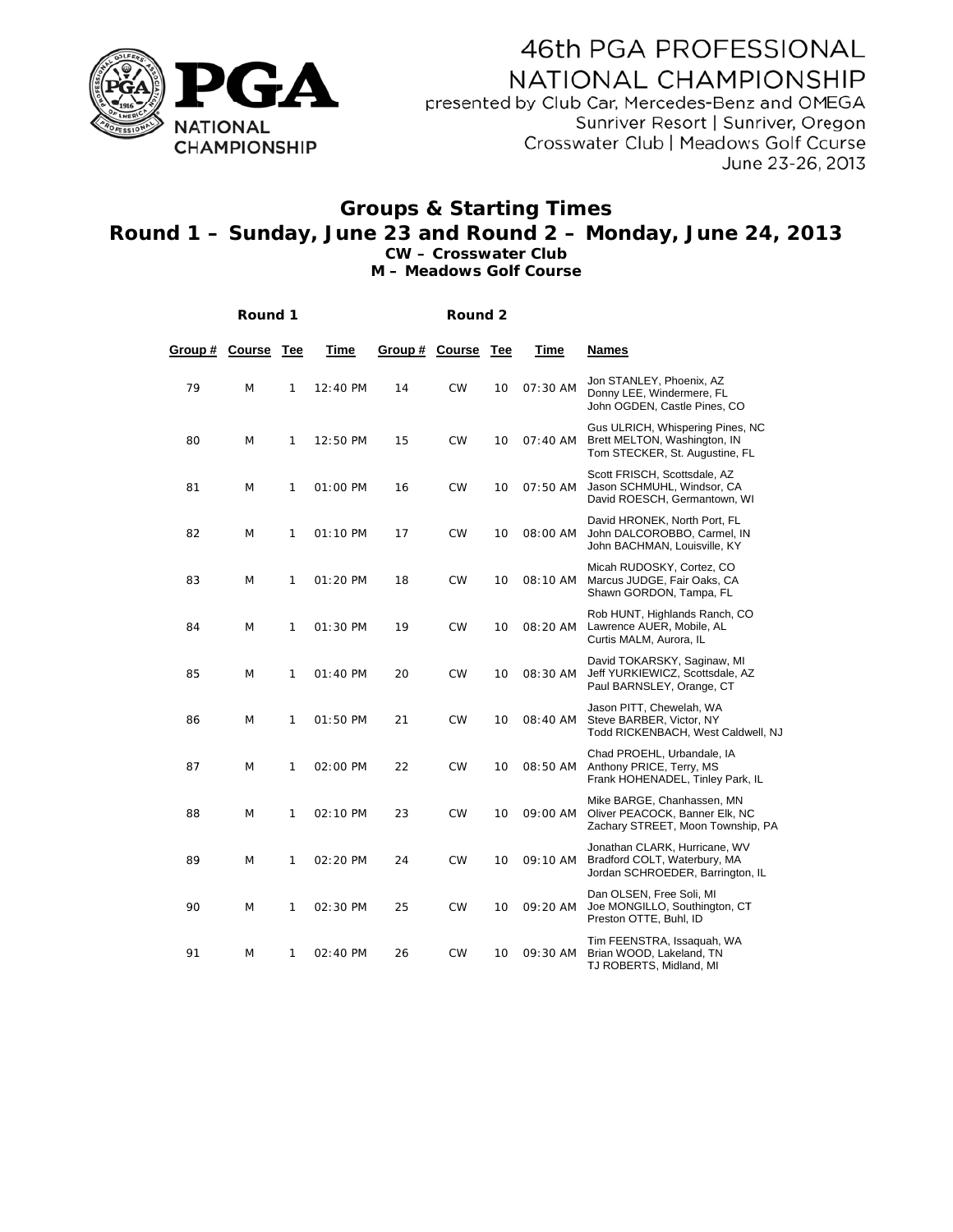46th PGA PROFESSIONAL NATIONAL CHAMPIONSHIP
presented by Club Car, Mercedes-Benz and OMEGA
Sunriver Resort | Sunriver, Oregon
Crosswater Club | Meadows Golf Course
June 23-26, 2013

## Groups & Starting Times
## Round 1 – Sunday, June 23 and Round 2 – Monday, June 24, 2013

**CW – Crosswater Club**
**M – Meadows Golf Course**

| Round 1 | | | | Round 2 | | | | |
|---|---|---|---|---|---|---|---|---|
| Group # | Course | Tee | Time | Group # | Course | Tee | Time | Names |
| 79 | M | 1 | 12:40 PM | 14 | CW | 10 | 07:30 AM | Jon STANLEY, Phoenix, AZ<br>Donny LEE, Windermere, FL<br>John OGDEN, Castle Pines, CO |
| 80 | M | 1 | 12:50 PM | 15 | CW | 10 | 07:40 AM | Gus ULRICH, Whispering Pines, NC<br>Brett MELTON, Washington, IN<br>Tom STECKER, St. Augustine, FL |
| 81 | M | 1 | 01:00 PM | 16 | CW | 10 | 07:50 AM | Scott FRISCH, Scottsdale, AZ<br>Jason SCHMUHL, Windsor, CA<br>David ROESCH, Germantown, WI |
| 82 | M | 1 | 01:10 PM | 17 | CW | 10 | 08:00 AM | David HRONEK, North Port, FL<br>John DALCOROBBO, Carmel, IN<br>John BACHMAN, Louisville, KY |
| 83 | M | 1 | 01:20 PM | 18 | CW | 10 | 08:10 AM | Micah RUDOSKY, Cortez, CO<br>Marcus JUDGE, Fair Oaks, CA<br>Shawn GORDON, Tampa, FL |
| 84 | M | 1 | 01:30 PM | 19 | CW | 10 | 08:20 AM | Rob HUNT, Highlands Ranch, CO<br>Lawrence AUER, Mobile, AL<br>Curtis MALM, Aurora, IL |
| 85 | M | 1 | 01:40 PM | 20 | CW | 10 | 08:30 AM | David TOKARSKY, Saginaw, MI<br>Jeff YURKIEWICZ, Scottsdale, AZ<br>Paul BARNSLEY, Orange, CT |
| 86 | M | 1 | 01:50 PM | 21 | CW | 10 | 08:40 AM | Jason PITT, Chewelah, WA<br>Steve BARBER, Victor, NY<br>Todd RICKENBACH, West Caldwell, NJ |
| 87 | M | 1 | 02:00 PM | 22 | CW | 10 | 08:50 AM | Chad PROEHL, Urbandale, IA<br>Anthony PRICE, Terry, MS<br>Frank HOHENADEL, Tinley Park, IL |
| 88 | M | 1 | 02:10 PM | 23 | CW | 10 | 09:00 AM | Mike BARGE, Chanhassen, MN<br>Oliver PEACOCK, Banner Elk, NC<br>Zachary STREET, Moon Township, PA |
| 89 | M | 1 | 02:20 PM | 24 | CW | 10 | 09:10 AM | Jonathan CLARK, Hurricane, WV<br>Bradford COLT, Waterbury, MA<br>Jordan SCHROEDER, Barrington, IL |
| 90 | M | 1 | 02:30 PM | 25 | CW | 10 | 09:20 AM | Dan OLSEN, Free Soli, MI<br>Joe MONGILLO, Southington, CT<br>Preston OTTE, Buhl, ID |
| 91 | M | 1 | 02:40 PM | 26 | CW | 10 | 09:30 AM | Tim FEENSTRA, Issaquah, WA<br>Brian WOOD, Lakeland, TN<br>TJ ROBERTS, Midland, MI |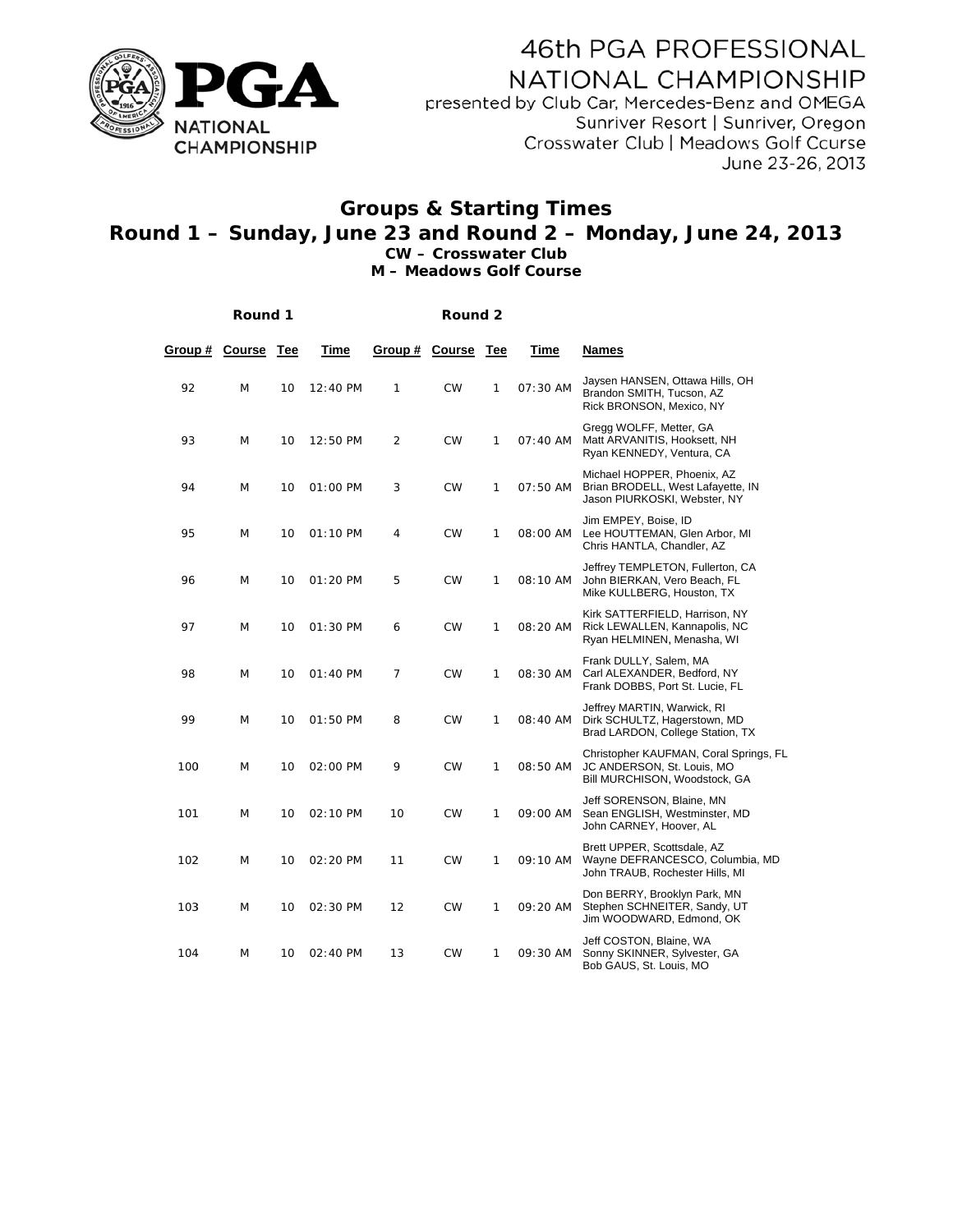46th PGA PROFESSIONAL NATIONAL CHAMPIONSHIP
presented by Club Car, Mercedes-Benz and OMEGA
Sunriver Resort | Sunriver, Oregon
Crosswater Club | Meadows Golf Course
June 23-26, 2013

## Groups & Starting Times
## Round 1 – Sunday, June 23 and Round 2 – Monday, June 24, 2013

**CW – Crosswater Club**
**M – Meadows Golf Course**

| Round 1 | | | | Round 2 | | | | |
|---|---|---|---|---|---|---|---|---|
| Group # | Course | Tee | Time | Group # | Course | Tee | Time | Names |
| 92 | M | 10 | 12:40 PM | 1 | CW | 1 | 07:30 AM | Jaysen HANSEN, Ottawa Hills, OH<br>Brandon SMITH, Tucson, AZ<br>Rick BRONSON, Mexico, NY |
| 93 | M | 10 | 12:50 PM | 2 | CW | 1 | 07:40 AM | Gregg WOLFF, Metter, GA<br>Matt ARVANITIS, Hooksett, NH<br>Ryan KENNEDY, Ventura, CA |
| 94 | M | 10 | 01:00 PM | 3 | CW | 1 | 07:50 AM | Michael HOPPER, Phoenix, AZ<br>Brian BRODELL, West Lafayette, IN<br>Jason PIURKOSKI, Webster, NY |
| 95 | M | 10 | 01:10 PM | 4 | CW | 1 | 08:00 AM | Jim EMPEY, Boise, ID<br>Lee HOUTTEMAN, Glen Arbor, MI<br>Chris HANTLA, Chandler, AZ |
| 96 | M | 10 | 01:20 PM | 5 | CW | 1 | 08:10 AM | Jeffrey TEMPLETON, Fullerton, CA<br>John BIERKAN, Vero Beach, FL<br>Mike KULLBERG, Houston, TX |
| 97 | M | 10 | 01:30 PM | 6 | CW | 1 | 08:20 AM | Kirk SATTERFIELD, Harrison, NY<br>Rick LEWALLEN, Kannapolis, NC<br>Ryan HELMINEN, Menasha, WI |
| 98 | M | 10 | 01:40 PM | 7 | CW | 1 | 08:30 AM | Frank DULLY, Salem, MA<br>Carl ALEXANDER, Bedford, NY<br>Frank DOBBS, Port St. Lucie, FL |
| 99 | M | 10 | 01:50 PM | 8 | CW | 1 | 08:40 AM | Jeffrey MARTIN, Warwick, RI<br>Dirk SCHULTZ, Hagerstown, MD<br>Brad LARDON, College Station, TX |
| 100 | M | 10 | 02:00 PM | 9 | CW | 1 | 08:50 AM | Christopher KAUFMAN, Coral Springs, FL<br>JC ANDERSON, St. Louis, MO<br>Bill MURCHISON, Woodstock, GA |
| 101 | M | 10 | 02:10 PM | 10 | CW | 1 | 09:00 AM | Jeff SORENSON, Blaine, MN<br>Sean ENGLISH, Westminster, MD<br>John CARNEY, Hoover, AL |
| 102 | M | 10 | 02:20 PM | 11 | CW | 1 | 09:10 AM | Brett UPPER, Scottsdale, AZ<br>Wayne DEFRANCESCO, Columbia, MD<br>John TRAUB, Rochester Hills, MI |
| 103 | M | 10 | 02:30 PM | 12 | CW | 1 | 09:20 AM | Don BERRY, Brooklyn Park, MN<br>Stephen SCHNEITER, Sandy, UT<br>Jim WOODWARD, Edmond, OK |
| 104 | M | 10 | 02:40 PM | 13 | CW | 1 | 09:30 AM | Jeff COSTON, Blaine, WA<br>Sonny SKINNER, Sylvester, GA<br>Bob GAUS, St. Louis, MO |